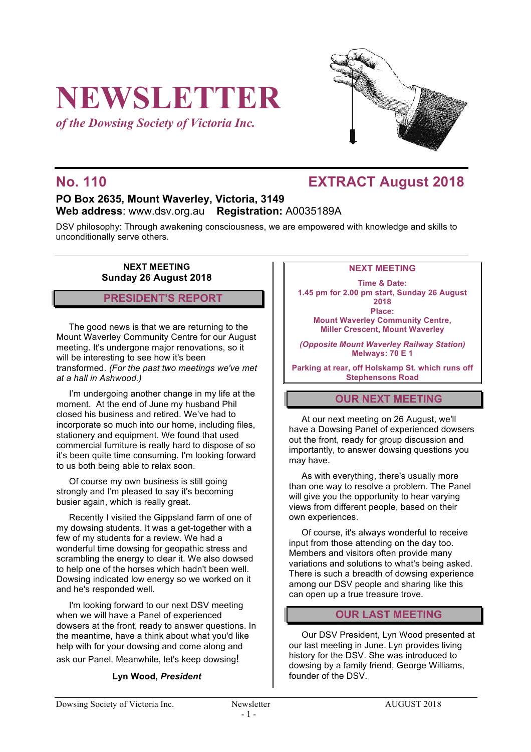# NEWSLETTER

*of the Dowsing Society of Victoria Inc.*

## No. 110 EXTRACT August 2018

**PO Box 2635, Mount Waverley, Victoria, 3149**
**Web address**: www.dsv.org.au **Registration:** A0035189A

DSV philosophy: Through awakening consciousness, we are empowered with knowledge and skills to unconditionally serve others.

**NEXT MEETING**
**Sunday 26 August 2018**

## PRESIDENT'S REPORT

The good news is that we are returning to the Mount Waverley Community Centre for our August meeting. It's undergone major renovations, so it will be interesting to see how it's been transformed. *(For the past two meetings we've met at a hall in Ashwood.)*

I'm undergoing another change in my life at the moment. At the end of June my husband Phil closed his business and retired. We've had to incorporate so much into our home, including files, stationery and equipment. We found that used commercial furniture is really hard to dispose of so it's been quite time consuming. I'm looking forward to us both being able to relax soon.

Of course my own business is still going strongly and I'm pleased to say it's becoming busier again, which is really great.

Recently I visited the Gippsland farm of one of my dowsing students. It was a get-together with a few of my students for a review. We had a wonderful time dowsing for geopathic stress and scrambling the energy to clear it. We also dowsed to help one of the horses which hadn't been well. Dowsing indicated low energy so we worked on it and he's responded well.

I'm looking forward to our next DSV meeting when we will have a Panel of experienced dowsers at the front, ready to answer questions. In the meantime, have a think about what you'd like help with for your dowsing and come along and ask our Panel. Meanwhile, let's keep dowsing!

**Lyn Wood, *President***

**NEXT MEETING**

**Time & Date:**
**1.45 pm for 2.00 pm start, Sunday 26 August 2018**
**Place:**
**Mount Waverley Community Centre, Miller Crescent, Mount Waverley**

***(Opposite Mount Waverley Railway Station)***
**Melways: 70 E 1**

**Parking at rear, off Holskamp St. which runs off Stephensons Road**

## OUR NEXT MEETING

At our next meeting on 26 August, we'll have a Dowsing Panel of experienced dowsers out the front, ready for group discussion and importantly, to answer dowsing questions you may have.

As with everything, there's usually more than one way to resolve a problem. The Panel will give you the opportunity to hear varying views from different people, based on their own experiences.

Of course, it's always wonderful to receive input from those attending on the day too. Members and visitors often provide many variations and solutions to what's being asked. There is such a breadth of dowsing experience among our DSV people and sharing like this can open up a true treasure trove.

## OUR LAST MEETING

Our DSV President, Lyn Wood presented at our last meeting in June. Lyn provides living history for the DSV. She was introduced to dowsing by a family friend, George Williams, founder of the DSV.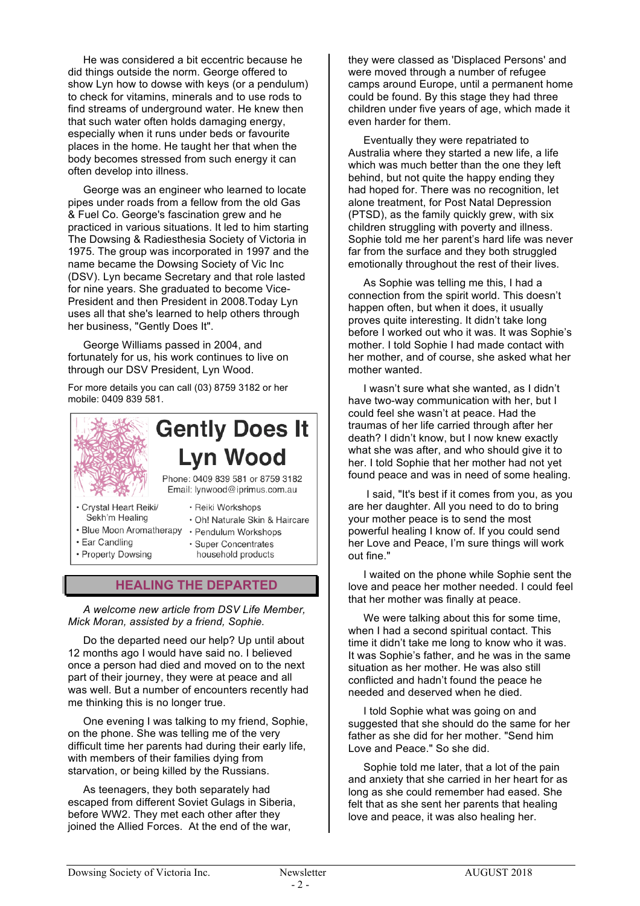He was considered a bit eccentric because he did things outside the norm. George offered to show Lyn how to dowse with keys (or a pendulum) to check for vitamins, minerals and to use rods to find streams of underground water. He knew then that such water often holds damaging energy, especially when it runs under beds or favourite places in the home. He taught her that when the body becomes stressed from such energy it can often develop into illness.

George was an engineer who learned to locate pipes under roads from a fellow from the old Gas & Fuel Co. George's fascination grew and he practiced in various situations. It led to him starting The Dowsing & Radiesthesia Society of Victoria in 1975. The group was incorporated in 1997 and the name became the Dowsing Society of Vic Inc (DSV). Lyn became Secretary and that role lasted for nine years. She graduated to become Vice-President and then President in 2008.Today Lyn uses all that she's learned to help others through her business, "Gently Does It".

George Williams passed in 2004, and fortunately for us, his work continues to live on through our DSV President, Lyn Wood.

For more details you can call (03) 8759 3182 or her mobile: 0409 839 581.

**Gently Does It**
**Lyn Wood**

Phone: 0409 839 581 or 8759 3182
Email: lynwood@iprimus.com.au

- Crystal Heart Reiki/ Sekh'm Healing
- Blue Moon Aromatherapy
- Ear Candling
- Property Dowsing
- Reiki Workshops
- Oh! Naturale Skin & Haircare
- Pendulum Workshops
- Super Concentrates household products

## HEALING THE DEPARTED

*A welcome new article from DSV Life Member, Mick Moran, assisted by a friend, Sophie.*

Do the departed need our help? Up until about 12 months ago I would have said no. I believed once a person had died and moved on to the next part of their journey, they were at peace and all was well. But a number of encounters recently had me thinking this is no longer true.

One evening I was talking to my friend, Sophie, on the phone. She was telling me of the very difficult time her parents had during their early life, with members of their families dying from starvation, or being killed by the Russians.

As teenagers, they both separately had escaped from different Soviet Gulags in Siberia, before WW2. They met each other after they joined the Allied Forces. At the end of the war, they were classed as 'Displaced Persons' and were moved through a number of refugee camps around Europe, until a permanent home could be found. By this stage they had three children under five years of age, which made it even harder for them.

Eventually they were repatriated to Australia where they started a new life, a life which was much better than the one they left behind, but not quite the happy ending they had hoped for. There was no recognition, let alone treatment, for Post Natal Depression (PTSD), as the family quickly grew, with six children struggling with poverty and illness. Sophie told me her parent's hard life was never far from the surface and they both struggled emotionally throughout the rest of their lives.

As Sophie was telling me this, I had a connection from the spirit world. This doesn't happen often, but when it does, it usually proves quite interesting. It didn't take long before I worked out who it was. It was Sophie's mother. I told Sophie I had made contact with her mother, and of course, she asked what her mother wanted.

I wasn't sure what she wanted, as I didn't have two-way communication with her, but I could feel she wasn't at peace. Had the traumas of her life carried through after her death? I didn't know, but I now knew exactly what she was after, and who should give it to her. I told Sophie that her mother had not yet found peace and was in need of some healing.

I said, "It's best if it comes from you, as you are her daughter. All you need to do to bring your mother peace is to send the most powerful healing I know of. If you could send her Love and Peace, I'm sure things will work out fine."

I waited on the phone while Sophie sent the love and peace her mother needed. I could feel that her mother was finally at peace.

We were talking about this for some time, when I had a second spiritual contact. This time it didn't take me long to know who it was. It was Sophie's father, and he was in the same situation as her mother. He was also still conflicted and hadn't found the peace he needed and deserved when he died.

I told Sophie what was going on and suggested that she should do the same for her father as she did for her mother. "Send him Love and Peace." So she did.

Sophie told me later, that a lot of the pain and anxiety that she carried in her heart for as long as she could remember had eased. She felt that as she sent her parents that healing love and peace, it was also healing her.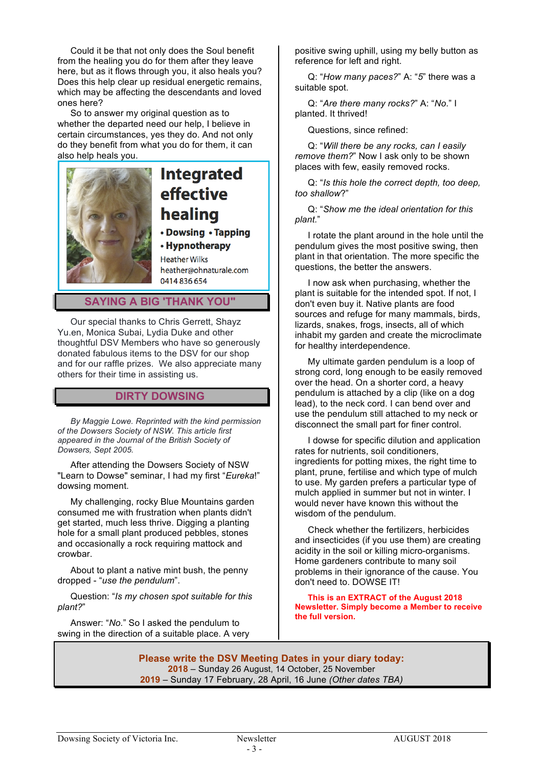Could it be that not only does the Soul benefit from the healing you do for them after they leave here, but as it flows through you, it also heals you? Does this help clear up residual energetic remains, which may be affecting the descendants and loved ones here?

So to answer my original question as to whether the departed need our help, I believe in certain circumstances, yes they do. And not only do they benefit from what you do for them, it can also help heals you.

**Integrated effective healing**

- **Dowsing** • **Tapping**
- **Hypnotherapy**

Heather Wilks
heather@ohnaturale.com
0414 836 654

## SAYING A BIG 'THANK YOU"

Our special thanks to Chris Gerrett, Shayz Yu.en, Monica Subai, Lydia Duke and other thoughtful DSV Members who have so generously donated fabulous items to the DSV for our shop and for our raffle prizes. We also appreciate many others for their time in assisting us.

## DIRTY DOWSING

*By Maggie Lowe. Reprinted with the kind permission of the Dowsers Society of NSW. This article first appeared in the Journal of the British Society of Dowsers, Sept 2005.*

After attending the Dowsers Society of NSW "Learn to Dowse" seminar, I had my first "*Eureka*!" dowsing moment.

My challenging, rocky Blue Mountains garden consumed me with frustration when plants didn't get started, much less thrive. Digging a planting hole for a small plant produced pebbles, stones and occasionally a rock requiring mattock and crowbar.

About to plant a native mint bush, the penny dropped - "*use the pendulum*".

Question: "*Is my chosen spot suitable for this plant?*"

Answer: "*No.*" So I asked the pendulum to swing in the direction of a suitable place. A very positive swing uphill, using my belly button as reference for left and right.

Q: "*How many paces?*" A: "*5*" there was a suitable spot.

Q: "*Are there many rocks?*" A: "*No.*" I planted. It thrived!

Questions, since refined:

Q: "*Will there be any rocks, can I easily remove them?*" Now I ask only to be shown places with few, easily removed rocks.

Q: "*Is this hole the correct depth, too deep, too shallow*?"

Q: "*Show me the ideal orientation for this plant.*"

I rotate the plant around in the hole until the pendulum gives the most positive swing, then plant in that orientation. The more specific the questions, the better the answers.

I now ask when purchasing, whether the plant is suitable for the intended spot. If not, I don't even buy it. Native plants are food sources and refuge for many mammals, birds, lizards, snakes, frogs, insects, all of which inhabit my garden and create the microclimate for healthy interdependence.

My ultimate garden pendulum is a loop of strong cord, long enough to be easily removed over the head. On a shorter cord, a heavy pendulum is attached by a clip (like on a dog lead), to the neck cord. I can bend over and use the pendulum still attached to my neck or disconnect the small part for finer control.

I dowse for specific dilution and application rates for nutrients, soil conditioners, ingredients for potting mixes, the right time to plant, prune, fertilise and which type of mulch to use. My garden prefers a particular type of mulch applied in summer but not in winter. I would never have known this without the wisdom of the pendulum.

Check whether the fertilizers, herbicides and insecticides (if you use them) are creating acidity in the soil or killing micro-organisms. Home gardeners contribute to many soil problems in their ignorance of the cause. You don't need to. DOWSE IT!

**This is an EXTRACT of the August 2018 Newsletter. Simply become a Member to receive the full version.**

**Please write the DSV Meeting Dates in your diary today:**
**2018** – Sunday 26 August, 14 October, 25 November
**2019** – Sunday 17 February, 28 April, 16 June *(Other dates TBA)*